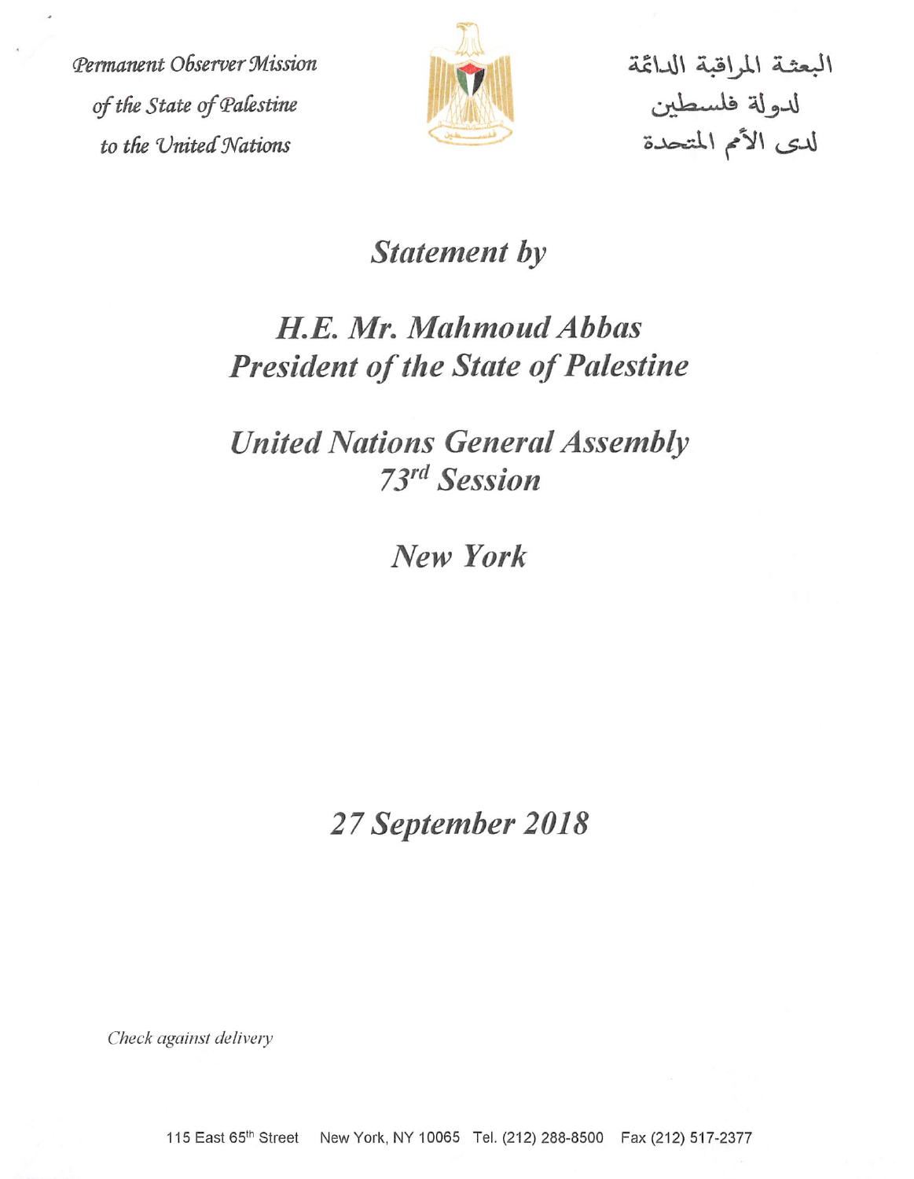Permanent Observer Mission
of the State of Palestine
to the United Nations

البعثة المراقبة الدائمة
لدولة فلسطين
لدى الأمم المتحدة

# *Statement by*

# *H.E. Mr. Mahmoud Abbas*
# *President of the State of Palestine*

## *United Nations General Assembly*
## *73rd Session*

## *New York*

## *27 September 2018*

*Check against delivery*

115 East 65th Street New York, NY 10065 Tel. (212) 288-8500 Fax (212) 517-2377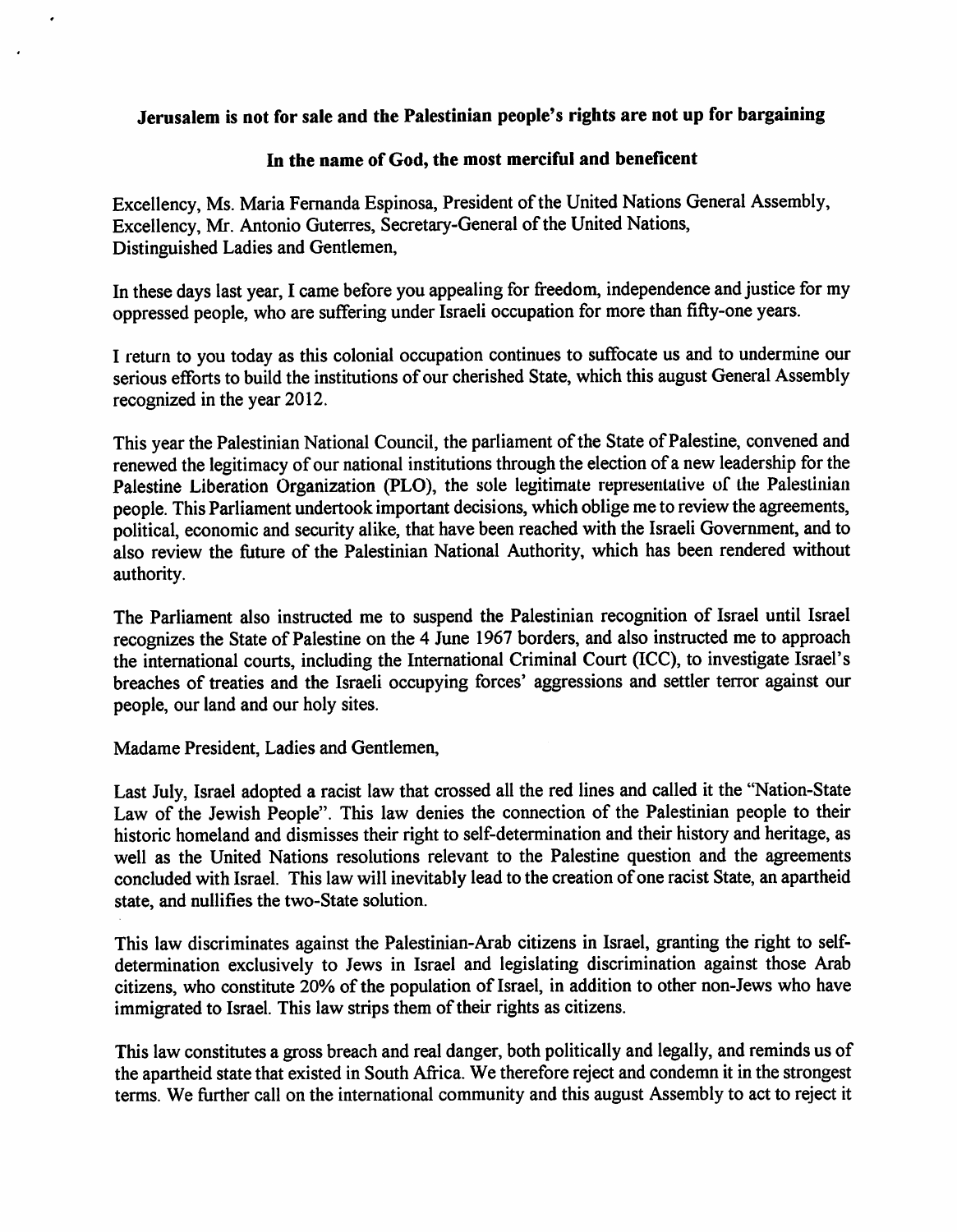**Jerusalem is not for sale and the Palestinian people's rights are not up for bargaining**

**In the name of God, the most merciful and beneficent**

Excellency, Ms. Maria Fernanda Espinosa, President of the United Nations General Assembly,
Excellency, Mr. Antonio Guterres, Secretary-General of the United Nations,
Distinguished Ladies and Gentlemen,

In these days last year, I came before you appealing for freedom, independence and justice for my oppressed people, who are suffering under Israeli occupation for more than fifty-one years.

I return to you today as this colonial occupation continues to suffocate us and to undermine our serious efforts to build the institutions of our cherished State, which this august General Assembly recognized in the year 2012.

This year the Palestinian National Council, the parliament of the State of Palestine, convened and renewed the legitimacy of our national institutions through the election of a new leadership for the Palestine Liberation Organization (PLO), the sole legitimate representative of the Palestinian people. This Parliament undertook important decisions, which oblige me to review the agreements, political, economic and security alike, that have been reached with the Israeli Government, and to also review the future of the Palestinian National Authority, which has been rendered without authority.

The Parliament also instructed me to suspend the Palestinian recognition of Israel until Israel recognizes the State of Palestine on the 4 June 1967 borders, and also instructed me to approach the international courts, including the International Criminal Court (ICC), to investigate Israel's breaches of treaties and the Israeli occupying forces' aggressions and settler terror against our people, our land and our holy sites.

Madame President, Ladies and Gentlemen,

Last July, Israel adopted a racist law that crossed all the red lines and called it the "Nation-State Law of the Jewish People". This law denies the connection of the Palestinian people to their historic homeland and dismisses their right to self-determination and their history and heritage, as well as the United Nations resolutions relevant to the Palestine question and the agreements concluded with Israel. This law will inevitably lead to the creation of one racist State, an apartheid state, and nullifies the two-State solution.

This law discriminates against the Palestinian-Arab citizens in Israel, granting the right to self-determination exclusively to Jews in Israel and legislating discrimination against those Arab citizens, who constitute 20% of the population of Israel, in addition to other non-Jews who have immigrated to Israel. This law strips them of their rights as citizens.

This law constitutes a gross breach and real danger, both politically and legally, and reminds us of the apartheid state that existed in South Africa. We therefore reject and condemn it in the strongest terms. We further call on the international community and this august Assembly to act to reject it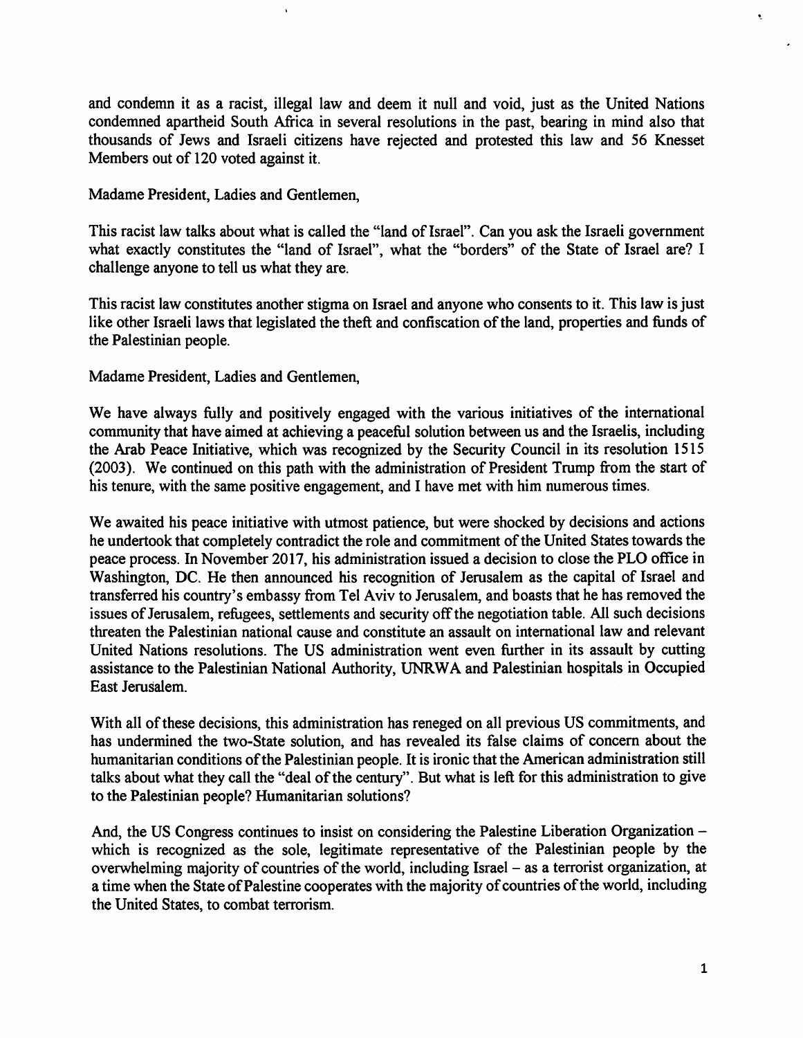and condemn it as a racist, illegal law and deem it null and void, just as the United Nations condemned apartheid South Africa in several resolutions in the past, bearing in mind also that thousands of Jews and Israeli citizens have rejected and protested this law and 56 Knesset Members out of 120 voted against it.

Madame President, Ladies and Gentlemen,

This racist law talks about what is called the "land of Israel". Can you ask the Israeli government what exactly constitutes the "land of Israel", what the "borders" of the State of Israel are? I challenge anyone to tell us what they are.

This racist law constitutes another stigma on Israel and anyone who consents to it. This law is just like other Israeli laws that legislated the theft and confiscation of the land, properties and funds of the Palestinian people.

Madame President, Ladies and Gentlemen,

We have always fully and positively engaged with the various initiatives of the international community that have aimed at achieving a peaceful solution between us and the Israelis, including the Arab Peace Initiative, which was recognized by the Security Council in its resolution 1515 (2003). We continued on this path with the administration of President Trump from the start of his tenure, with the same positive engagement, and I have met with him numerous times.

We awaited his peace initiative with utmost patience, but were shocked by decisions and actions he undertook that completely contradict the role and commitment of the United States towards the peace process. In November 2017, his administration issued a decision to close the PLO office in Washington, DC. He then announced his recognition of Jerusalem as the capital of Israel and transferred his country's embassy from Tel Aviv to Jerusalem, and boasts that he has removed the issues of Jerusalem, refugees, settlements and security off the negotiation table. All such decisions threaten the Palestinian national cause and constitute an assault on international law and relevant United Nations resolutions. The US administration went even further in its assault by cutting assistance to the Palestinian National Authority, UNRWA and Palestinian hospitals in Occupied East Jerusalem.

With all of these decisions, this administration has reneged on all previous US commitments, and has undermined the two-State solution, and has revealed its false claims of concern about the humanitarian conditions of the Palestinian people. It is ironic that the American administration still talks about what they call the "deal of the century". But what is left for this administration to give to the Palestinian people? Humanitarian solutions?

And, the US Congress continues to insist on considering the Palestine Liberation Organization – which is recognized as the sole, legitimate representative of the Palestinian people by the overwhelming majority of countries of the world, including Israel – as a terrorist organization, at a time when the State of Palestine cooperates with the majority of countries of the world, including the United States, to combat terrorism.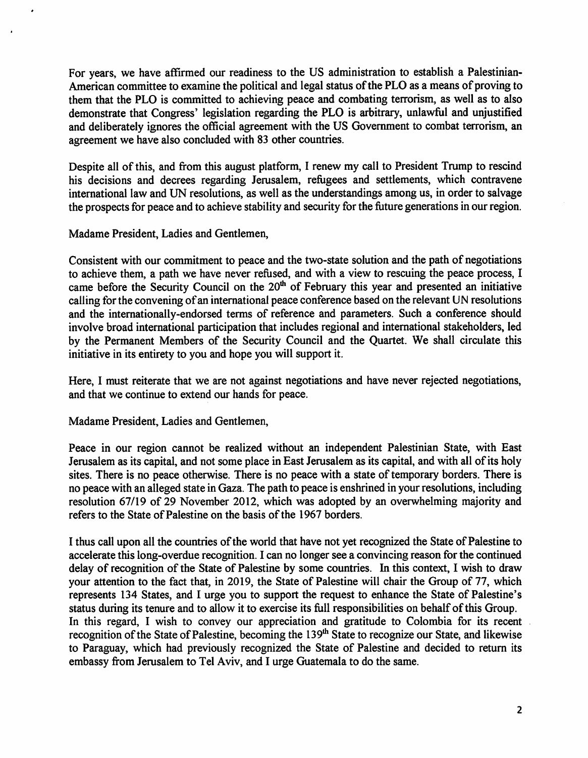For years, we have affirmed our readiness to the US administration to establish a Palestinian-American committee to examine the political and legal status of the PLO as a means of proving to them that the PLO is committed to achieving peace and combating terrorism, as well as to also demonstrate that Congress' legislation regarding the PLO is arbitrary, unlawful and unjustified and deliberately ignores the official agreement with the US Government to combat terrorism, an agreement we have also concluded with 83 other countries.

Despite all of this, and from this august platform, I renew my call to President Trump to rescind his decisions and decrees regarding Jerusalem, refugees and settlements, which contravene international law and UN resolutions, as well as the understandings among us, in order to salvage the prospects for peace and to achieve stability and security for the future generations in our region.

Madame President, Ladies and Gentlemen,

Consistent with our commitment to peace and the two-state solution and the path of negotiations to achieve them, a path we have never refused, and with a view to rescuing the peace process, I came before the Security Council on the 20th of February this year and presented an initiative calling for the convening of an international peace conference based on the relevant UN resolutions and the internationally-endorsed terms of reference and parameters. Such a conference should involve broad international participation that includes regional and international stakeholders, led by the Permanent Members of the Security Council and the Quartet. We shall circulate this initiative in its entirety to you and hope you will support it.

Here, I must reiterate that we are not against negotiations and have never rejected negotiations, and that we continue to extend our hands for peace.

Madame President, Ladies and Gentlemen,

Peace in our region cannot be realized without an independent Palestinian State, with East Jerusalem as its capital, and not some place in East Jerusalem as its capital, and with all of its holy sites. There is no peace otherwise. There is no peace with a state of temporary borders. There is no peace with an alleged state in Gaza. The path to peace is enshrined in your resolutions, including resolution 67/19 of 29 November 2012, which was adopted by an overwhelming majority and refers to the State of Palestine on the basis of the 1967 borders.

I thus call upon all the countries of the world that have not yet recognized the State of Palestine to accelerate this long-overdue recognition. I can no longer see a convincing reason for the continued delay of recognition of the State of Palestine by some countries. In this context, I wish to draw your attention to the fact that, in 2019, the State of Palestine will chair the Group of 77, which represents 134 States, and I urge you to support the request to enhance the State of Palestine's status during its tenure and to allow it to exercise its full responsibilities on behalf of this Group. In this regard, I wish to convey our appreciation and gratitude to Colombia for its recent recognition of the State of Palestine, becoming the 139th State to recognize our State, and likewise to Paraguay, which had previously recognized the State of Palestine and decided to return its embassy from Jerusalem to Tel Aviv, and I urge Guatemala to do the same.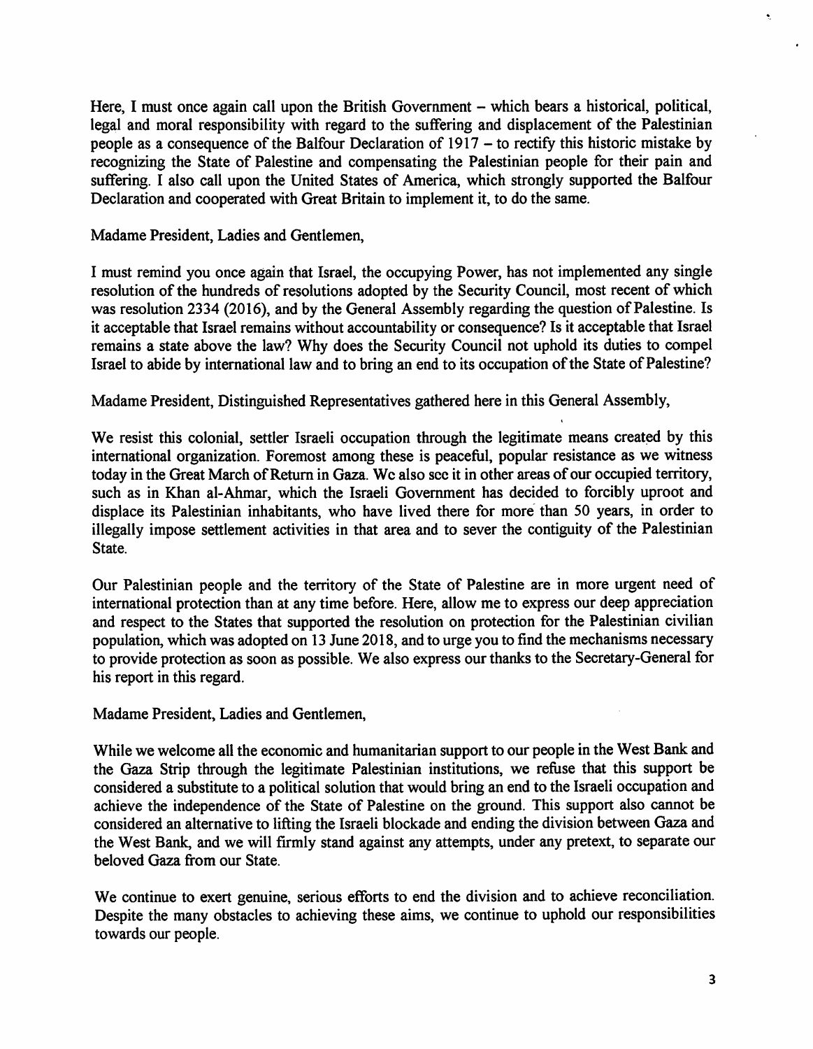Here, I must once again call upon the British Government – which bears a historical, political, legal and moral responsibility with regard to the suffering and displacement of the Palestinian people as a consequence of the Balfour Declaration of 1917 – to rectify this historic mistake by recognizing the State of Palestine and compensating the Palestinian people for their pain and suffering. I also call upon the United States of America, which strongly supported the Balfour Declaration and cooperated with Great Britain to implement it, to do the same.

Madame President, Ladies and Gentlemen,

I must remind you once again that Israel, the occupying Power, has not implemented any single resolution of the hundreds of resolutions adopted by the Security Council, most recent of which was resolution 2334 (2016), and by the General Assembly regarding the question of Palestine. Is it acceptable that Israel remains without accountability or consequence? Is it acceptable that Israel remains a state above the law? Why does the Security Council not uphold its duties to compel Israel to abide by international law and to bring an end to its occupation of the State of Palestine?

Madame President, Distinguished Representatives gathered here in this General Assembly,

We resist this colonial, settler Israeli occupation through the legitimate means created by this international organization. Foremost among these is peaceful, popular resistance as we witness today in the Great March of Return in Gaza. We also see it in other areas of our occupied territory, such as in Khan al-Ahmar, which the Israeli Government has decided to forcibly uproot and displace its Palestinian inhabitants, who have lived there for more than 50 years, in order to illegally impose settlement activities in that area and to sever the contiguity of the Palestinian State.

Our Palestinian people and the territory of the State of Palestine are in more urgent need of international protection than at any time before. Here, allow me to express our deep appreciation and respect to the States that supported the resolution on protection for the Palestinian civilian population, which was adopted on 13 June 2018, and to urge you to find the mechanisms necessary to provide protection as soon as possible. We also express our thanks to the Secretary-General for his report in this regard.

Madame President, Ladies and Gentlemen,

While we welcome all the economic and humanitarian support to our people in the West Bank and the Gaza Strip through the legitimate Palestinian institutions, we refuse that this support be considered a substitute to a political solution that would bring an end to the Israeli occupation and achieve the independence of the State of Palestine on the ground. This support also cannot be considered an alternative to lifting the Israeli blockade and ending the division between Gaza and the West Bank, and we will firmly stand against any attempts, under any pretext, to separate our beloved Gaza from our State.

We continue to exert genuine, serious efforts to end the division and to achieve reconciliation. Despite the many obstacles to achieving these aims, we continue to uphold our responsibilities towards our people.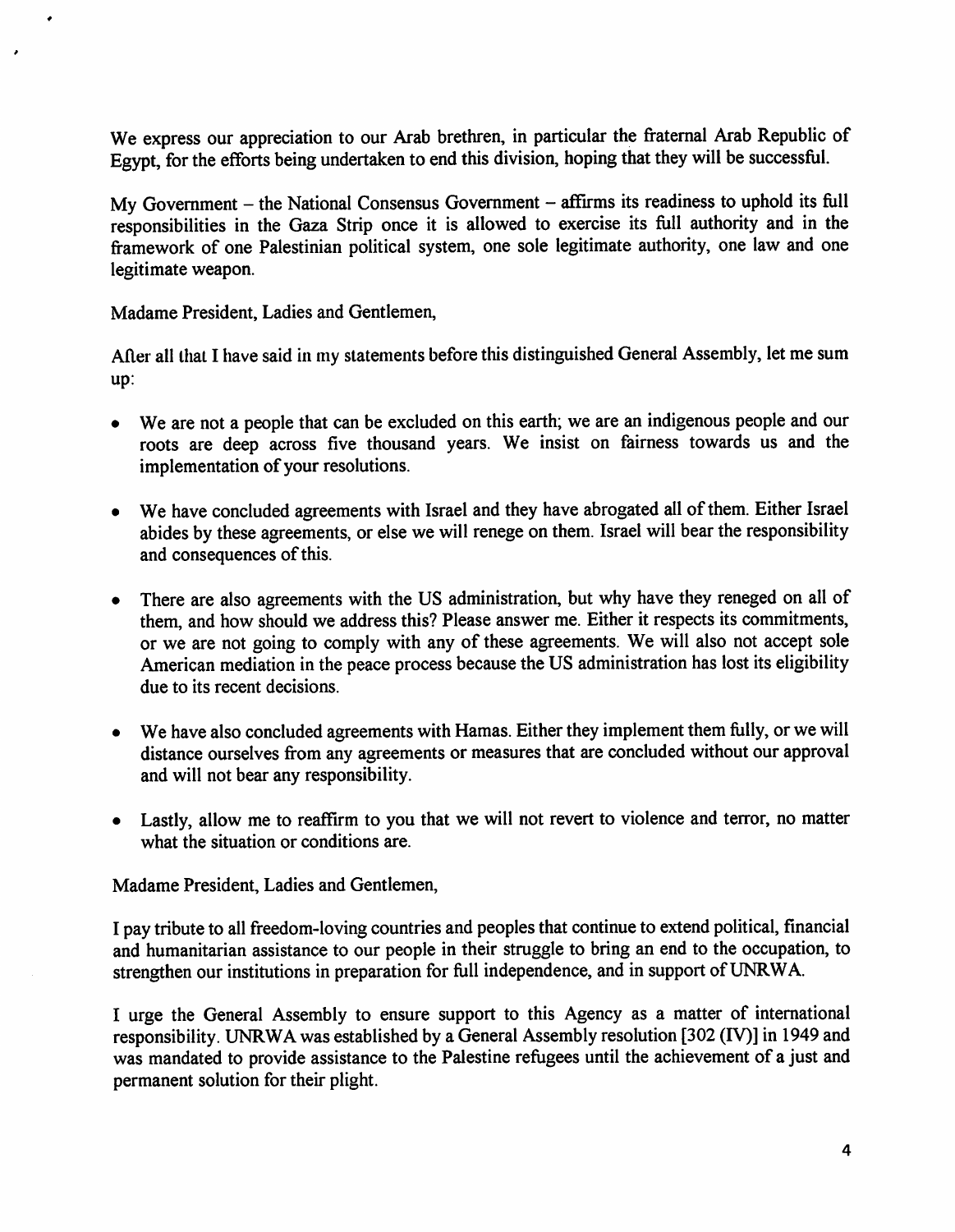We express our appreciation to our Arab brethren, in particular the fraternal Arab Republic of Egypt, for the efforts being undertaken to end this division, hoping that they will be successful.

My Government – the National Consensus Government – affirms its readiness to uphold its full responsibilities in the Gaza Strip once it is allowed to exercise its full authority and in the framework of one Palestinian political system, one sole legitimate authority, one law and one legitimate weapon.

Madame President, Ladies and Gentlemen,

After all that I have said in my statements before this distinguished General Assembly, let me sum up:

- We are not a people that can be excluded on this earth; we are an indigenous people and our roots are deep across five thousand years. We insist on fairness towards us and the implementation of your resolutions.

- We have concluded agreements with Israel and they have abrogated all of them. Either Israel abides by these agreements, or else we will renege on them. Israel will bear the responsibility and consequences of this.

- There are also agreements with the US administration, but why have they reneged on all of them, and how should we address this? Please answer me. Either it respects its commitments, or we are not going to comply with any of these agreements. We will also not accept sole American mediation in the peace process because the US administration has lost its eligibility due to its recent decisions.

- We have also concluded agreements with Hamas. Either they implement them fully, or we will distance ourselves from any agreements or measures that are concluded without our approval and will not bear any responsibility.

- Lastly, allow me to reaffirm to you that we will not revert to violence and terror, no matter what the situation or conditions are.

Madame President, Ladies and Gentlemen,

I pay tribute to all freedom-loving countries and peoples that continue to extend political, financial and humanitarian assistance to our people in their struggle to bring an end to the occupation, to strengthen our institutions in preparation for full independence, and in support of UNRWA.

I urge the General Assembly to ensure support to this Agency as a matter of international responsibility. UNRWA was established by a General Assembly resolution [302 (IV)] in 1949 and was mandated to provide assistance to the Palestine refugees until the achievement of a just and permanent solution for their plight.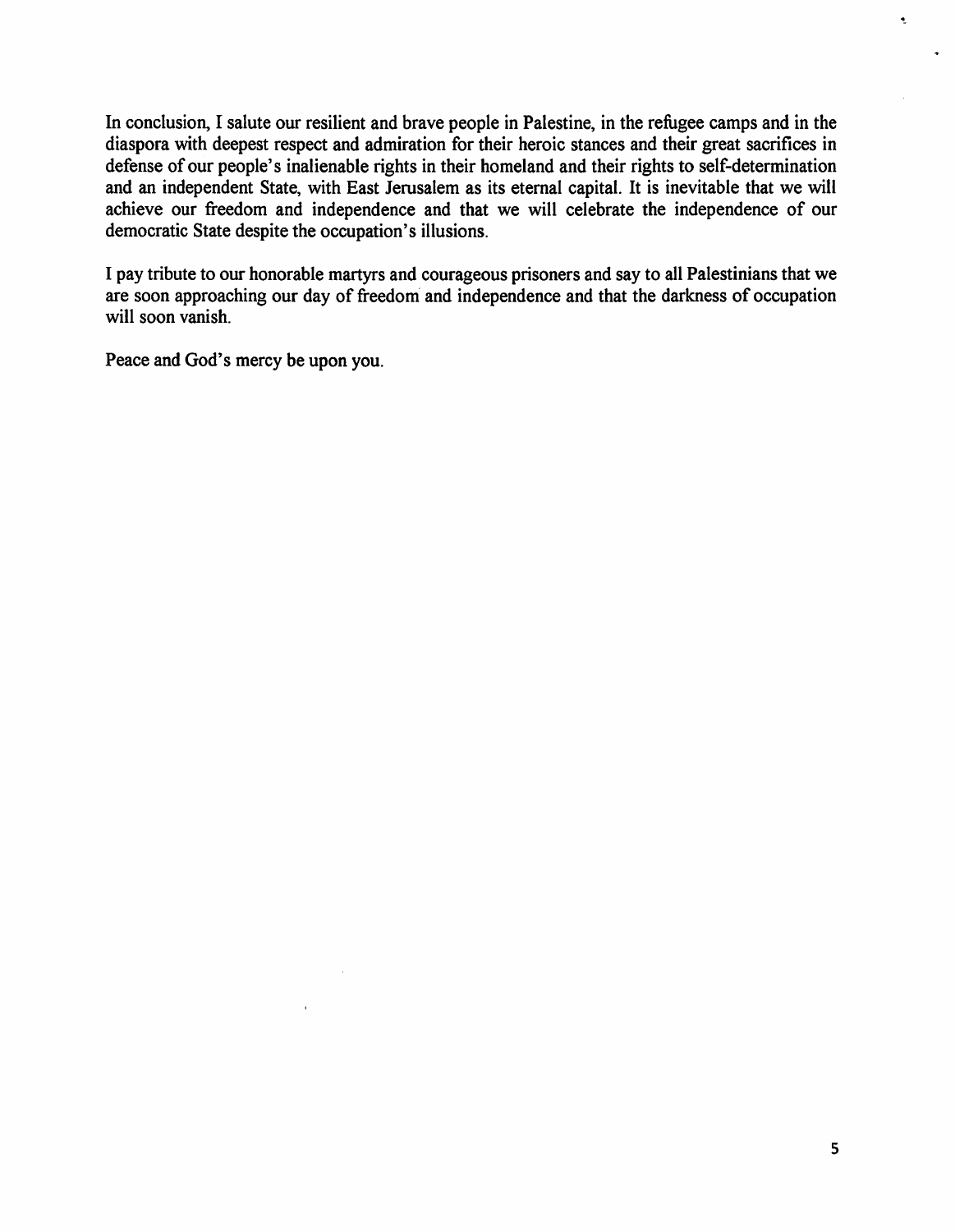In conclusion, I salute our resilient and brave people in Palestine, in the refugee camps and in the diaspora with deepest respect and admiration for their heroic stances and their great sacrifices in defense of our people's inalienable rights in their homeland and their rights to self-determination and an independent State, with East Jerusalem as its eternal capital. It is inevitable that we will achieve our freedom and independence and that we will celebrate the independence of our democratic State despite the occupation's illusions.

I pay tribute to our honorable martyrs and courageous prisoners and say to all Palestinians that we are soon approaching our day of freedom and independence and that the darkness of occupation will soon vanish.

Peace and God's mercy be upon you.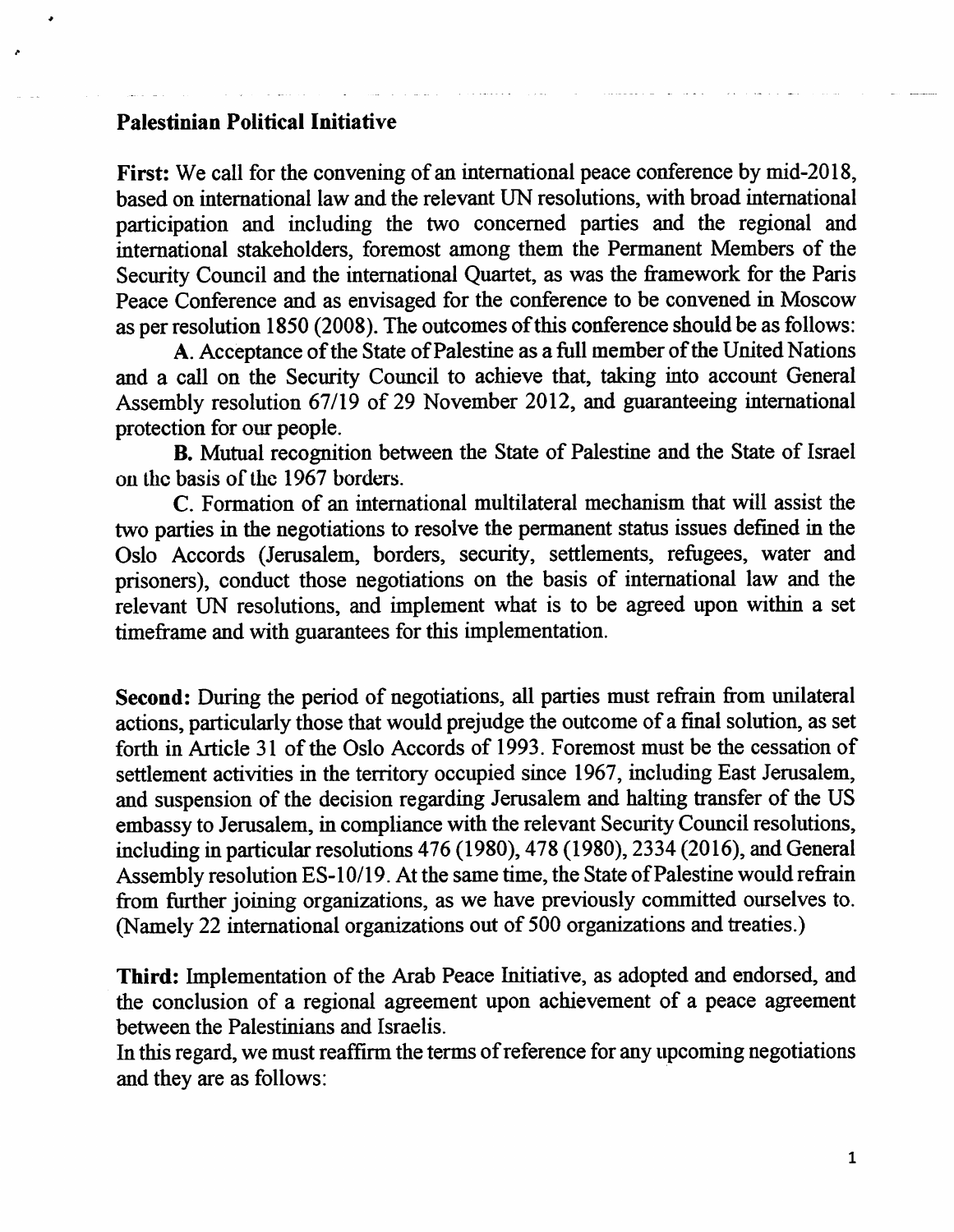## Palestinian Political Initiative

**First:** We call for the convening of an international peace conference by mid-2018, based on international law and the relevant UN resolutions, with broad international participation and including the two concerned parties and the regional and international stakeholders, foremost among them the Permanent Members of the Security Council and the international Quartet, as was the framework for the Paris Peace Conference and as envisaged for the conference to be convened in Moscow as per resolution 1850 (2008). The outcomes of this conference should be as follows:

**A.** Acceptance of the State of Palestine as a full member of the United Nations and a call on the Security Council to achieve that, taking into account General Assembly resolution 67/19 of 29 November 2012, and guaranteeing international protection for our people.

**B.** Mutual recognition between the State of Palestine and the State of Israel on the basis of the 1967 borders.

**C.** Formation of an international multilateral mechanism that will assist the two parties in the negotiations to resolve the permanent status issues defined in the Oslo Accords (Jerusalem, borders, security, settlements, refugees, water and prisoners), conduct those negotiations on the basis of international law and the relevant UN resolutions, and implement what is to be agreed upon within a set timeframe and with guarantees for this implementation.

**Second:** During the period of negotiations, all parties must refrain from unilateral actions, particularly those that would prejudge the outcome of a final solution, as set forth in Article 31 of the Oslo Accords of 1993. Foremost must be the cessation of settlement activities in the territory occupied since 1967, including East Jerusalem, and suspension of the decision regarding Jerusalem and halting transfer of the US embassy to Jerusalem, in compliance with the relevant Security Council resolutions, including in particular resolutions 476 (1980), 478 (1980), 2334 (2016), and General Assembly resolution ES-10/19. At the same time, the State of Palestine would refrain from further joining organizations, as we have previously committed ourselves to. (Namely 22 international organizations out of 500 organizations and treaties.)

**Third:** Implementation of the Arab Peace Initiative, as adopted and endorsed, and the conclusion of a regional agreement upon achievement of a peace agreement between the Palestinians and Israelis.

In this regard, we must reaffirm the terms of reference for any upcoming negotiations and they are as follows: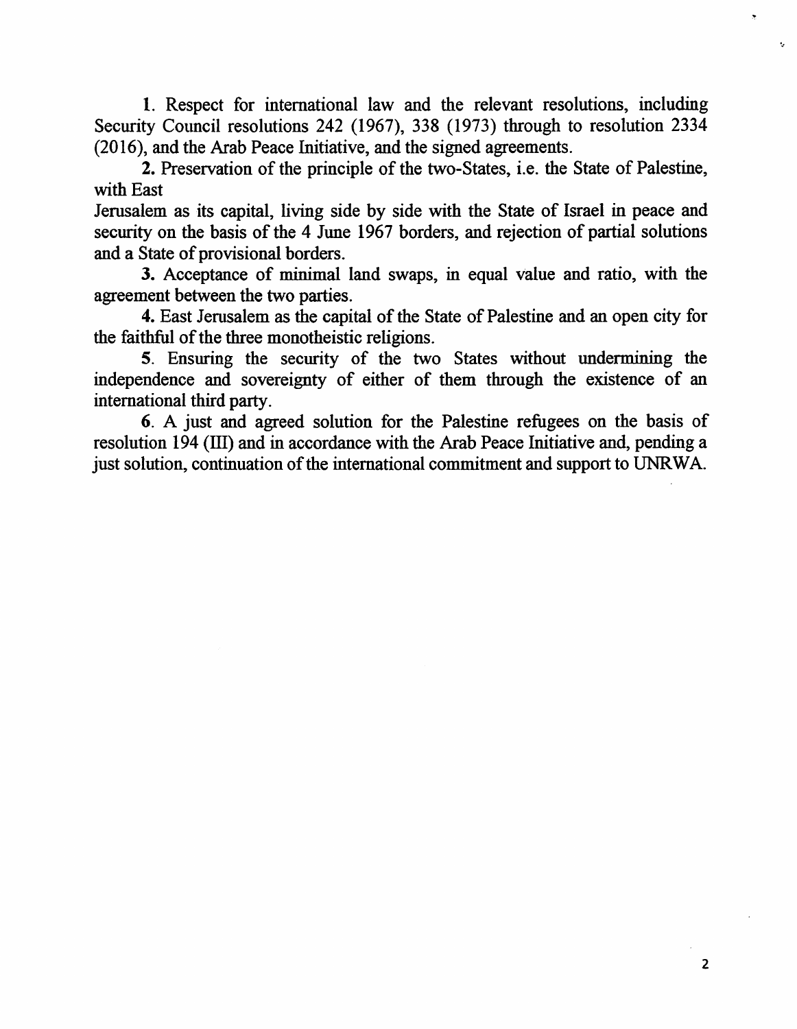**1.** Respect for international law and the relevant resolutions, including Security Council resolutions 242 (1967), 338 (1973) through to resolution 2334 (2016), and the Arab Peace Initiative, and the signed agreements.

**2.** Preservation of the principle of the two-States, i.e. the State of Palestine, with East Jerusalem as its capital, living side by side with the State of Israel in peace and security on the basis of the 4 June 1967 borders, and rejection of partial solutions and a State of provisional borders.

**3.** Acceptance of minimal land swaps, in equal value and ratio, with the agreement between the two parties.

**4.** East Jerusalem as the capital of the State of Palestine and an open city for the faithful of the three monotheistic religions.

**5**. Ensuring the security of the two States without undermining the independence and sovereignty of either of them through the existence of an international third party.

**6**. A just and agreed solution for the Palestine refugees on the basis of resolution 194 (III) and in accordance with the Arab Peace Initiative and, pending a just solution, continuation of the international commitment and support to UNRWA.